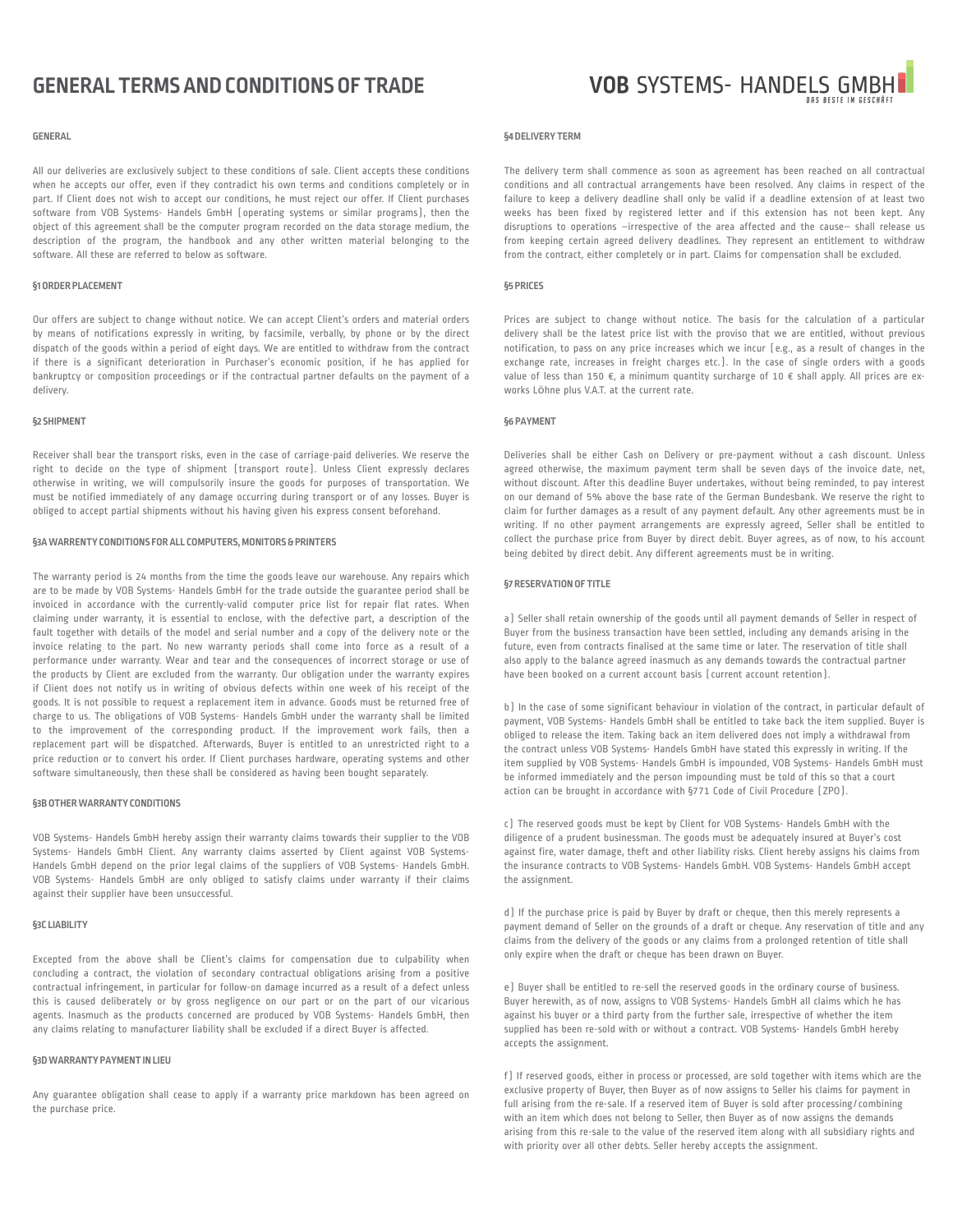# GENERAL TERMS AND CONDITIONS OF TRADE

VOB SYSTEMS- HANDELS GMBH
DAS BESTE IM GESCHÄFT

## GENERAL

All our deliveries are exclusively subject to these conditions of sale. Client accepts these conditions when he accepts our offer, even if they contradict his own terms and conditions completely or in part. If Client does not wish to accept our conditions, he must reject our offer. If Client purchases software from VOB Systems- Handels GmbH (operating systems or similar programs), then the object of this agreement shall be the computer program recorded on the data storage medium, the description of the program, the handbook and any other written material belonging to the software. All these are referred to below as software.

## §1 ORDER PLACEMENT

Our offers are subject to change without notice. We can accept Client's orders and material orders by means of notifications expressly in writing, by facsimile, verbally, by phone or by the direct dispatch of the goods within a period of eight days. We are entitled to withdraw from the contract if there is a significant deterioration in Purchaser's economic position, if he has applied for bankruptcy or composition proceedings or if the contractual partner defaults on the payment of a delivery.

## §2 SHIPMENT

Receiver shall bear the transport risks, even in the case of carriage-paid deliveries. We reserve the right to decide on the type of shipment (transport route). Unless Client expressly declares otherwise in writing, we will compulsorily insure the goods for purposes of transportation. We must be notified immediately of any damage occurring during transport or of any losses. Buyer is obliged to accept partial shipments without his having given his express consent beforehand.

## §3A WARRENTY CONDITIONS FOR ALL COMPUTERS, MONITORS & PRINTERS

The warranty period is 24 months from the time the goods leave our warehouse. Any repairs which are to be made by VOB Systems- Handels GmbH for the trade outside the guarantee period shall be invoiced in accordance with the currently-valid computer price list for repair flat rates. When claiming under warranty, it is essential to enclose, with the defective part, a description of the fault together with details of the model and serial number and a copy of the delivery note or the invoice relating to the part. No new warranty periods shall come into force as a result of a performance under warranty. Wear and tear and the consequences of incorrect storage or use of the products by Client are excluded from the warranty. Our obligation under the warranty expires if Client does not notify us in writing of obvious defects within one week of his receipt of the goods. It is not possible to request a replacement item in advance. Goods must be returned free of charge to us. The obligations of VOB Systems- Handels GmbH under the warranty shall be limited to the improvement of the corresponding product. If the improvement work fails, then a replacement part will be dispatched. Afterwards, Buyer is entitled to an unrestricted right to a price reduction or to convert his order. If Client purchases hardware, operating systems and other software simultaneously, then these shall be considered as having been bought separately.

## §3B OTHER WARRANTY CONDITIONS

VOB Systems- Handels GmbH hereby assign their warranty claims towards their supplier to the VOB Systems- Handels GmbH Client. Any warranty claims asserted by Client against VOB Systems- Handels GmbH depend on the prior legal claims of the suppliers of VOB Systems- Handels GmbH. VOB Systems- Handels GmbH are only obliged to satisfy claims under warranty if their claims against their supplier have been unsuccessful.

## §3C LIABILITY

Excepted from the above shall be Client's claims for compensation due to culpability when concluding a contract, the violation of secondary contractual obligations arising from a positive contractual infringement, in particular for follow-on damage incurred as a result of a defect unless this is caused deliberately or by gross negligence on our part or on the part of our vicarious agents. Inasmuch as the products concerned are produced by VOB Systems- Handels GmbH, then any claims relating to manufacturer liability shall be excluded if a direct Buyer is affected.

## §3D WARRANTY PAYMENT IN LIEU

Any guarantee obligation shall cease to apply if a warranty price markdown has been agreed on the purchase price.

## §4 DELIVERY TERM

The delivery term shall commence as soon as agreement has been reached on all contractual conditions and all contractual arrangements have been resolved. Any claims in respect of the failure to keep a delivery deadline shall only be valid if a deadline extension of at least two weeks has been fixed by registered letter and if this extension has not been kept. Any disruptions to operations –irrespective of the area affected and the cause– shall release us from keeping certain agreed delivery deadlines. They represent an entitlement to withdraw from the contract, either completely or in part. Claims for compensation shall be excluded.

## §5 PRICES

Prices are subject to change without notice. The basis for the calculation of a particular delivery shall be the latest price list with the proviso that we are entitled, without previous notification, to pass on any price increases which we incur (e.g., as a result of changes in the exchange rate, increases in freight charges etc.). In the case of single orders with a goods value of less than 150 €, a minimum quantity surcharge of 10 € shall apply. All prices are ex-works Löhne plus V.A.T. at the current rate.

## §6 PAYMENT

Deliveries shall be either Cash on Delivery or pre-payment without a cash discount. Unless agreed otherwise, the maximum payment term shall be seven days of the invoice date, net, without discount. After this deadline Buyer undertakes, without being reminded, to pay interest on our demand of 5% above the base rate of the German Bundesbank. We reserve the right to claim for further damages as a result of any payment default. Any other agreements must be in writing. If no other payment arrangements are expressly agreed, Seller shall be entitled to collect the purchase price from Buyer by direct debit. Buyer agrees, as of now, to his account being debited by direct debit. Any different agreements must be in writing.

## §7 RESERVATION OF TITLE

a) Seller shall retain ownership of the goods until all payment demands of Seller in respect of Buyer from the business transaction have been settled, including any demands arising in the future, even from contracts finalised at the same time or later. The reservation of title shall also apply to the balance agreed inasmuch as any demands towards the contractual partner have been booked on a current account basis (current account retention).

b) In the case of some significant behaviour in violation of the contract, in particular default of payment, VOB Systems- Handels GmbH shall be entitled to take back the item supplied. Buyer is obliged to release the item. Taking back an item delivered does not imply a withdrawal from the contract unless VOB Systems- Handels GmbH have stated this expressly in writing. If the item supplied by VOB Systems- Handels GmbH is impounded, VOB Systems- Handels GmbH must be informed immediately and the person impounding must be told of this so that a court action can be brought in accordance with §771 Code of Civil Procedure (ZPO).

c) The reserved goods must be kept by Client for VOB Systems- Handels GmbH with the diligence of a prudent businessman. The goods must be adequately insured at Buyer's cost against fire, water damage, theft and other liability risks. Client hereby assigns his claims from the insurance contracts to VOB Systems- Handels GmbH. VOB Systems- Handels GmbH accept the assignment.

d) If the purchase price is paid by Buyer by draft or cheque, then this merely represents a payment demand of Seller on the grounds of a draft or cheque. Any reservation of title and any claims from the delivery of the goods or any claims from a prolonged retention of title shall only expire when the draft or cheque has been drawn on Buyer.

e) Buyer shall be entitled to re-sell the reserved goods in the ordinary course of business. Buyer herewith, as of now, assigns to VOB Systems- Handels GmbH all claims which he has against his buyer or a third party from the further sale, irrespective of whether the item supplied has been re-sold with or without a contract. VOB Systems- Handels GmbH hereby accepts the assignment.

f) If reserved goods, either in process or processed, are sold together with items which are the exclusive property of Buyer, then Buyer as of now assigns to Seller his claims for payment in full arising from the re-sale. If a reserved item of Buyer is sold after processing/combining with an item which does not belong to Seller, then Buyer as of now assigns the demands arising from this re-sale to the value of the reserved item along with all subsidiary rights and with priority over all other debts. Seller hereby accepts the assignment.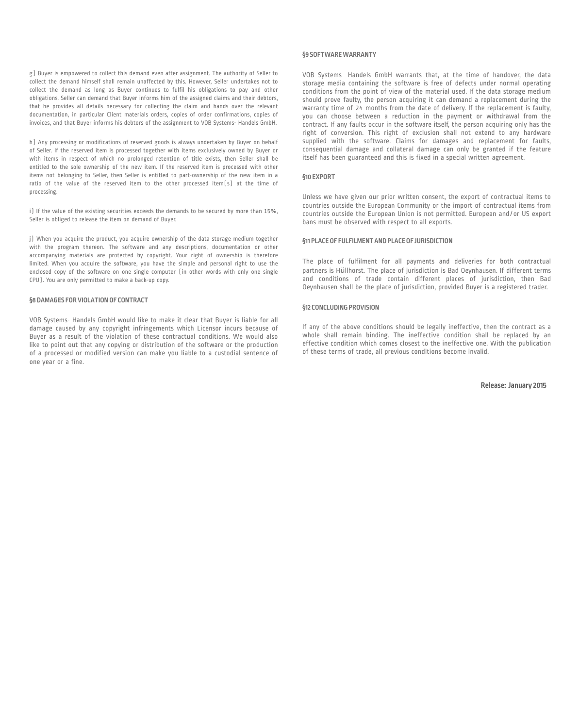g) Buyer is empowered to collect this demand even after assignment. The authority of Seller to collect the demand himself shall remain unaffected by this. However, Seller undertakes not to collect the demand as long as Buyer continues to fulfil his obligations to pay and other obligations. Seller can demand that Buyer informs him of the assigned claims and their debtors, that he provides all details necessary for collecting the claim and hands over the relevant documentation, in particular Client materials orders, copies of order confirmations, copies of invoices, and that Buyer informs his debtors of the assignment to VOB Systems- Handels GmbH.

h) Any processing or modifications of reserved goods is always undertaken by Buyer on behalf of Seller. If the reserved item is processed together with items exclusively owned by Buyer or with items in respect of which no prolonged retention of title exists, then Seller shall be entitled to the sole ownership of the new item. If the reserved item is processed with other items not belonging to Seller, then Seller is entitled to part-ownership of the new item in a ratio of the value of the reserved item to the other processed item(s) at the time of processing.

i) If the value of the existing securities exceeds the demands to be secured by more than 15%, Seller is obliged to release the item on demand of Buyer.

j) When you acquire the product, you acquire ownership of the data storage medium together with the program thereon. The software and any descriptions, documentation or other accompanying materials are protected by copyright. Your right of ownership is therefore limited. When you acquire the software, you have the simple and personal right to use the enclosed copy of the software on one single computer (in other words with only one single CPU). You are only permitted to make a back-up copy.

## §8 DAMAGES FOR VIOLATION OF CONTRACT

VOB Systems- Handels GmbH would like to make it clear that Buyer is liable for all damage caused by any copyright infringements which Licensor incurs because of Buyer as a result of the violation of these contractual conditions. We would also like to point out that any copying or distribution of the software or the production of a processed or modified version can make you liable to a custodial sentence of one year or a fine.

## §9 SOFTWARE WARRANTY

VOB Systems- Handels GmbH warrants that, at the time of handover, the data storage media containing the software is free of defects under normal operating conditions from the point of view of the material used. If the data storage medium should prove faulty, the person acquiring it can demand a replacement during the warranty time of 24 months from the date of delivery. If the replacement is faulty, you can choose between a reduction in the payment or withdrawal from the contract. If any faults occur in the software itself, the person acquiring only has the right of conversion. This right of exclusion shall not extend to any hardware supplied with the software. Claims for damages and replacement for faults, consequential damage and collateral damage can only be granted if the feature itself has been guaranteed and this is fixed in a special written agreement.

## §10 EXPORT

Unless we have given our prior written consent, the export of contractual items to countries outside the European Community or the import of contractual items from countries outside the European Union is not permitted. European and/or US export bans must be observed with respect to all exports.

## §11 PLACE OF FULFILMENT AND PLACE OF JURISDICTION

The place of fulfilment for all payments and deliveries for both contractual partners is Hüllhorst. The place of jurisdiction is Bad Oeynhausen. If different terms and conditions of trade contain different places of jurisdiction, then Bad Oeynhausen shall be the place of jurisdiction, provided Buyer is a registered trader.

## §12 CONCLUDING PROVISION

If any of the above conditions should be legally ineffective, then the contract as a whole shall remain binding. The ineffective condition shall be replaced by an effective condition which comes closest to the ineffective one. With the publication of these terms of trade, all previous conditions become invalid.

**Release: January 2015**